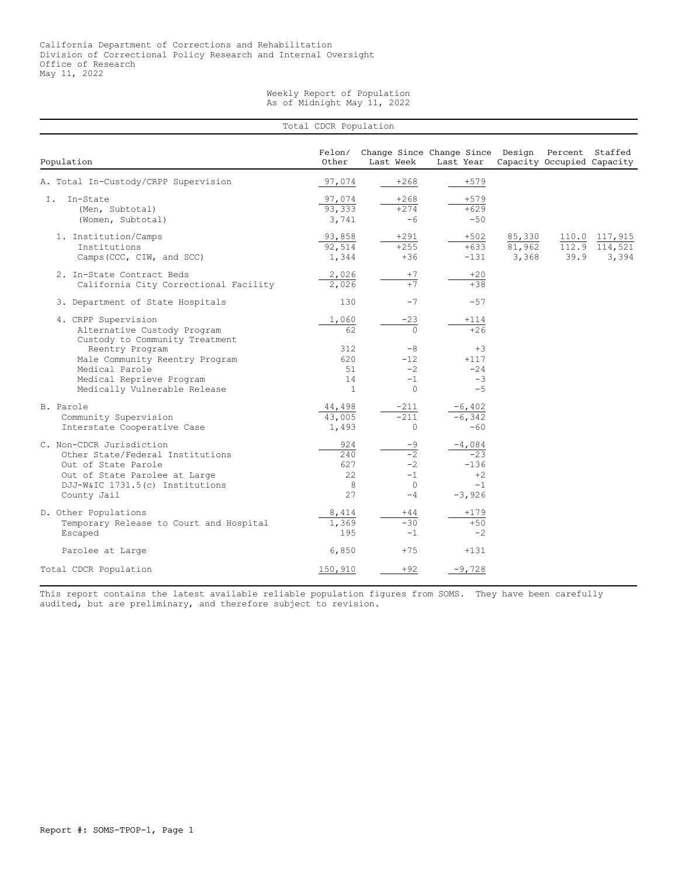California Department of Corrections and Rehabilitation
Division of Correctional Policy Research and Internal Oversight
Office of Research
May 11, 2022

## Weekly Report of Population
## As of Midnight May 11, 2022

**Total CDCR Population**

| Population | Felon/ Other | Change Since Last Week | Change Since Last Year | Design Capacity | Percent Occupied | Staffed Capacity |
|---|---|---|---|---|---|---|
| A. Total In-Custody/CRPP Supervision | 97,074 | +268 | +579 | | | |
| I. In-State | 97,074 | +268 | +579 | | | |
| (Men, Subtotal) | 93,333 | +274 | +629 | | | |
| (Women, Subtotal) | 3,741 | -6 | -50 | | | |
| 1. Institution/Camps | 93,858 | +291 | +502 | 85,330 | 110.0 | 117,915 |
| Institutions | 92,514 | +255 | +633 | 81,962 | 112.9 | 114,521 |
| Camps (CCC, CIW, and SCC) | 1,344 | +36 | -131 | 3,368 | 39.9 | 3,394 |
| 2. In-State Contract Beds | 2,026 | +7 | +20 | | | |
| California City Correctional Facility | 2,026 | +7 | +38 | | | |
| 3. Department of State Hospitals | 130 | -7 | -57 | | | |
| 4. CRPP Supervision | 1,060 | -23 | +114 | | | |
| Alternative Custody Program | 62 | 0 | +26 | | | |
| Custody to Community Treatment Reentry Program | 312 | -8 | +3 | | | |
| Male Community Reentry Program | 620 | -12 | +117 | | | |
| Medical Parole | 51 | -2 | -24 | | | |
| Medical Reprieve Program | 14 | -1 | -3 | | | |
| Medically Vulnerable Release | 1 | 0 | -5 | | | |
| B. Parole | 44,498 | -211 | -6,402 | | | |
| Community Supervision | 43,005 | -211 | -6,342 | | | |
| Interstate Cooperative Case | 1,493 | 0 | -60 | | | |
| C. Non-CDCR Jurisdiction | 924 | -9 | -4,084 | | | |
| Other State/Federal Institutions | 240 | -2 | -23 | | | |
| Out of State Parole | 627 | -2 | -136 | | | |
| Out of State Parolee at Large | 22 | -1 | +2 | | | |
| DJJ-W&IC 1731.5(c) Institutions | 8 | 0 | -1 | | | |
| County Jail | 27 | -4 | -3,926 | | | |
| D. Other Populations | 8,414 | +44 | +179 | | | |
| Temporary Release to Court and Hospital | 1,369 | -30 | +50 | | | |
| Escaped | 195 | -1 | -2 | | | |
| Parolee at Large | 6,850 | +75 | +131 | | | |
| Total CDCR Population | 150,910 | +92 | -9,728 | | | |

This report contains the latest available reliable population figures from SOMS. They have been carefully audited, but are preliminary, and therefore subject to revision.

Report #: SOMS-TPOP-1, Page 1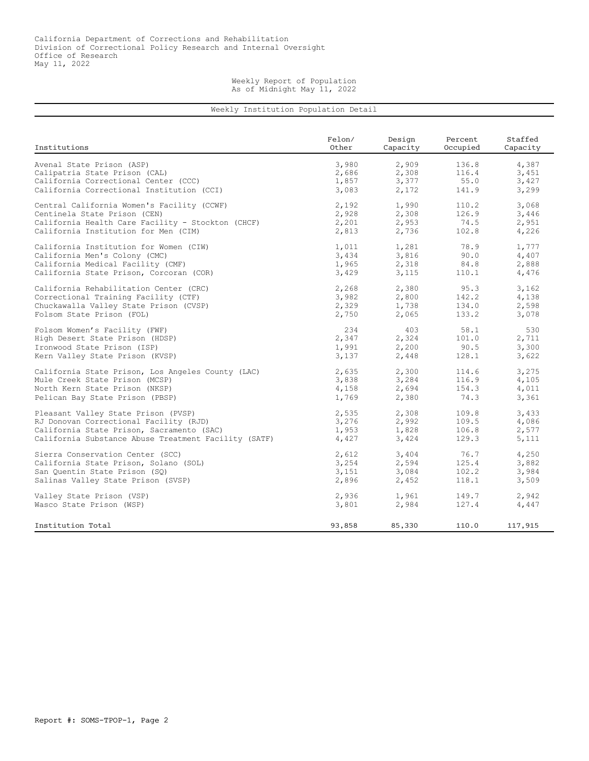California Department of Corrections and Rehabilitation
Division of Correctional Policy Research and Internal Oversight
Office of Research
May 11, 2022

Weekly Report of Population
As of Midnight May 11, 2022

## Weekly Institution Population Detail

| Institutions | Felon/ Other | Design Capacity | Percent Occupied | Staffed Capacity |
|---|---|---|---|---|
| Avenal State Prison (ASP) | 3,980 | 2,909 | 136.8 | 4,387 |
| Calipatria State Prison (CAL) | 2,686 | 2,308 | 116.4 | 3,451 |
| California Correctional Center (CCC) | 1,857 | 3,377 | 55.0 | 3,427 |
| California Correctional Institution (CCI) | 3,083 | 2,172 | 141.9 | 3,299 |
| Central California Women's Facility (CCWF) | 2,192 | 1,990 | 110.2 | 3,068 |
| Centinela State Prison (CEN) | 2,928 | 2,308 | 126.9 | 3,446 |
| California Health Care Facility - Stockton (CHCF) | 2,201 | 2,953 | 74.5 | 2,951 |
| California Institution for Men (CIM) | 2,813 | 2,736 | 102.8 | 4,226 |
| California Institution for Women (CIW) | 1,011 | 1,281 | 78.9 | 1,777 |
| California Men's Colony (CMC) | 3,434 | 3,816 | 90.0 | 4,407 |
| California Medical Facility (CMF) | 1,965 | 2,318 | 84.8 | 2,888 |
| California State Prison, Corcoran (COR) | 3,429 | 3,115 | 110.1 | 4,476 |
| California Rehabilitation Center (CRC) | 2,268 | 2,380 | 95.3 | 3,162 |
| Correctional Training Facility (CTF) | 3,982 | 2,800 | 142.2 | 4,138 |
| Chuckawalla Valley State Prison (CVSP) | 2,329 | 1,738 | 134.0 | 2,598 |
| Folsom State Prison (FOL) | 2,750 | 2,065 | 133.2 | 3,078 |
| Folsom Women's Facility (FWF) | 234 | 403 | 58.1 | 530 |
| High Desert State Prison (HDSP) | 2,347 | 2,324 | 101.0 | 2,711 |
| Ironwood State Prison (ISP) | 1,991 | 2,200 | 90.5 | 3,300 |
| Kern Valley State Prison (KVSP) | 3,137 | 2,448 | 128.1 | 3,622 |
| California State Prison, Los Angeles County (LAC) | 2,635 | 2,300 | 114.6 | 3,275 |
| Mule Creek State Prison (MCSP) | 3,838 | 3,284 | 116.9 | 4,105 |
| North Kern State Prison (NKSP) | 4,158 | 2,694 | 154.3 | 4,011 |
| Pelican Bay State Prison (PBSP) | 1,769 | 2,380 | 74.3 | 3,361 |
| Pleasant Valley State Prison (PVSP) | 2,535 | 2,308 | 109.8 | 3,433 |
| RJ Donovan Correctional Facility (RJD) | 3,276 | 2,992 | 109.5 | 4,086 |
| California State Prison, Sacramento (SAC) | 1,953 | 1,828 | 106.8 | 2,577 |
| California Substance Abuse Treatment Facility (SATF) | 4,427 | 3,424 | 129.3 | 5,111 |
| Sierra Conservation Center (SCC) | 2,612 | 3,404 | 76.7 | 4,250 |
| California State Prison, Solano (SOL) | 3,254 | 2,594 | 125.4 | 3,882 |
| San Quentin State Prison (SQ) | 3,151 | 3,084 | 102.2 | 3,984 |
| Salinas Valley State Prison (SVSP) | 2,896 | 2,452 | 118.1 | 3,509 |
| Valley State Prison (VSP) | 2,936 | 1,961 | 149.7 | 2,942 |
| Wasco State Prison (WSP) | 3,801 | 2,984 | 127.4 | 4,447 |
| Institution Total | 93,858 | 85,330 | 110.0 | 117,915 |

Report #: SOMS-TPOP-1, Page 2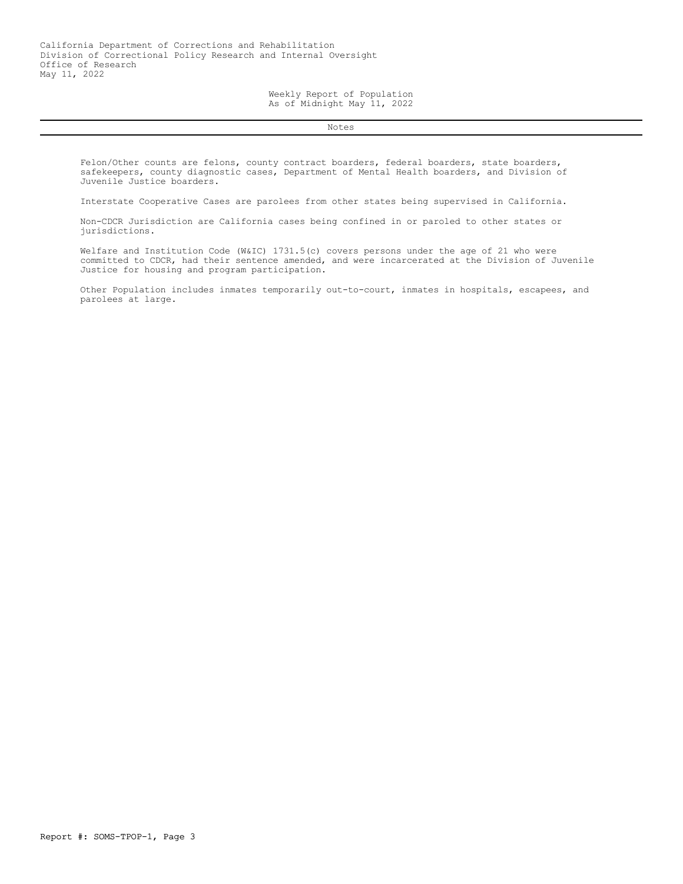California Department of Corrections and Rehabilitation
Division of Correctional Policy Research and Internal Oversight
Office of Research
May 11, 2022

Weekly Report of Population
As of Midnight May 11, 2022

## Notes

Felon/Other counts are felons, county contract boarders, federal boarders, state boarders, safekeepers, county diagnostic cases, Department of Mental Health boarders, and Division of Juvenile Justice boarders.

Interstate Cooperative Cases are parolees from other states being supervised in California.

Non-CDCR Jurisdiction are California cases being confined in or paroled to other states or jurisdictions.

Welfare and Institution Code (W&IC) 1731.5(c) covers persons under the age of 21 who were committed to CDCR, had their sentence amended, and were incarcerated at the Division of Juvenile Justice for housing and program participation.

Other Population includes inmates temporarily out-to-court, inmates in hospitals, escapees, and parolees at large.

Report #: SOMS-TPOP-1, Page 3